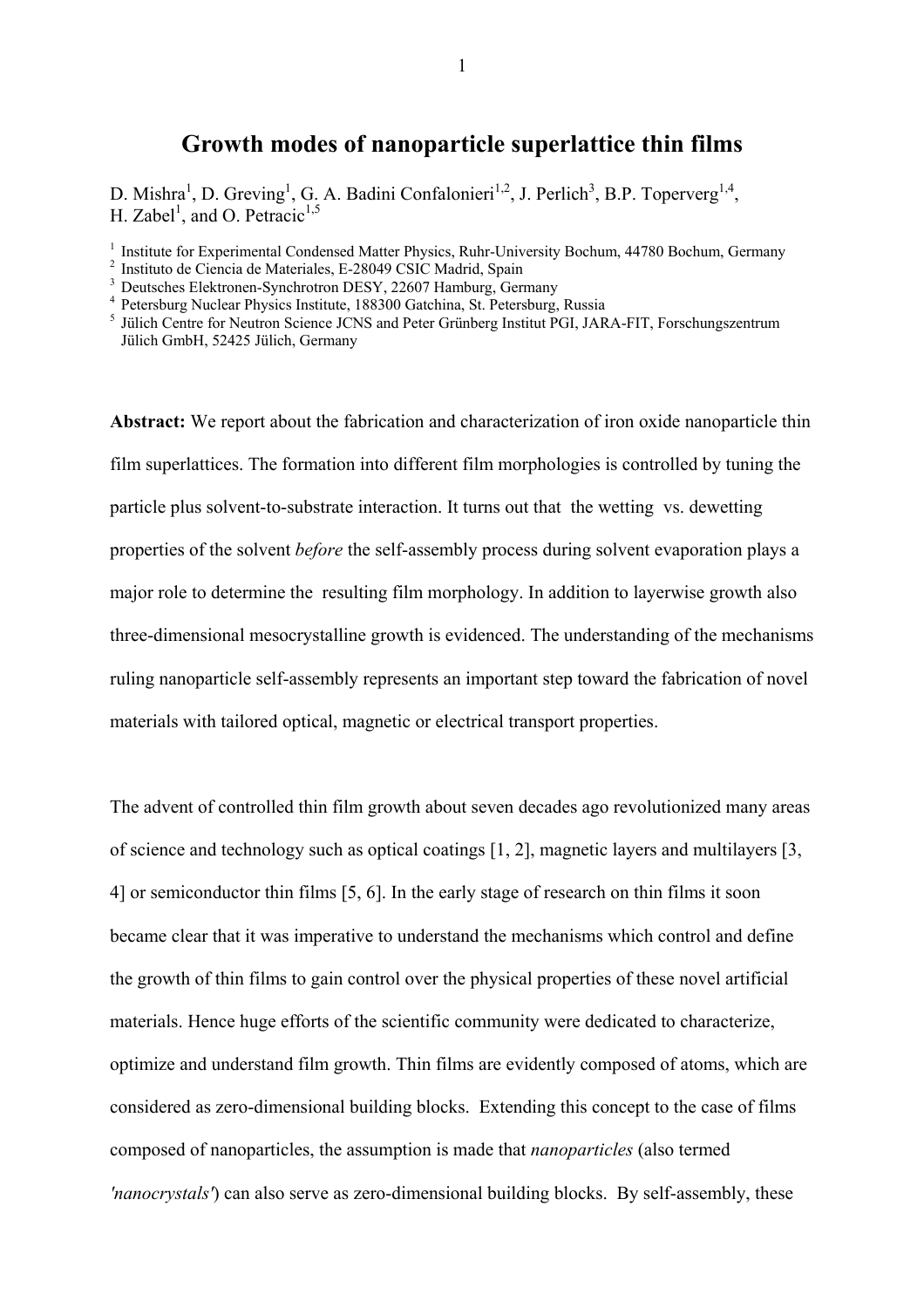# Growth modes of nanoparticle superlattice thin films

D. Mishra[1], D. Greving[1], G. A. Badini Confalonieri[1,2], J. Perlich[3], B.P. Toperverg[1,4], H. Zabel[1], and O. Petracic[1,5]

[1] Institute for Experimental Condensed Matter Physics, Ruhr-University Bochum, 44780 Bochum, Germany
[2] Instituto de Ciencia de Materiales, E-28049 CSIC Madrid, Spain
[3] Deutsches Elektronen-Synchrotron DESY, 22607 Hamburg, Germany
[4] Petersburg Nuclear Physics Institute, 188300 Gatchina, St. Petersburg, Russia
[5] Jülich Centre for Neutron Science JCNS and Peter Grünberg Institut PGI, JARA-FIT, Forschungszentrum Jülich GmbH, 52425 Jülich, Germany

**Abstract:** We report about the fabrication and characterization of iron oxide nanoparticle thin film superlattices. The formation into different film morphologies is controlled by tuning the particle plus solvent-to-substrate interaction. It turns out that the wetting vs. dewetting properties of the solvent *before* the self-assembly process during solvent evaporation plays a major role to determine the resulting film morphology. In addition to layerwise growth also three-dimensional mesocrystalline growth is evidenced. The understanding of the mechanisms ruling nanoparticle self-assembly represents an important step toward the fabrication of novel materials with tailored optical, magnetic or electrical transport properties.

The advent of controlled thin film growth about seven decades ago revolutionized many areas of science and technology such as optical coatings [1, 2], magnetic layers and multilayers [3, 4] or semiconductor thin films [5, 6]. In the early stage of research on thin films it soon became clear that it was imperative to understand the mechanisms which control and define the growth of thin films to gain control over the physical properties of these novel artificial materials. Hence huge efforts of the scientific community were dedicated to characterize, optimize and understand film growth. Thin films are evidently composed of atoms, which are considered as zero-dimensional building blocks. Extending this concept to the case of films composed of nanoparticles, the assumption is made that *nanoparticles* (also termed *'nanocrystals'*) can also serve as zero-dimensional building blocks. By self-assembly, these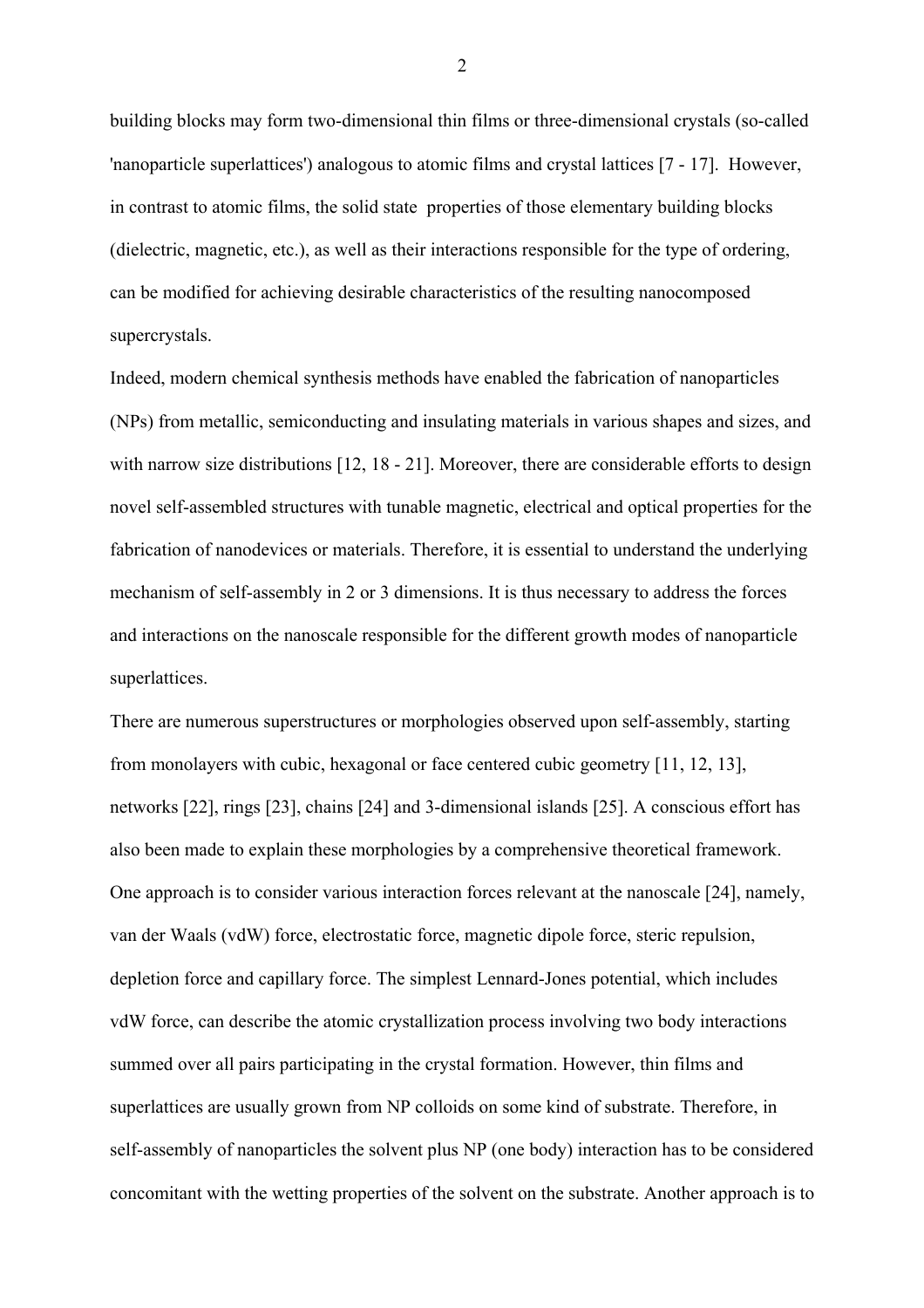building blocks may form two-dimensional thin films or three-dimensional crystals (so-called 'nanoparticle superlattices') analogous to atomic films and crystal lattices [7 - 17]. However, in contrast to atomic films, the solid state properties of those elementary building blocks (dielectric, magnetic, etc.), as well as their interactions responsible for the type of ordering, can be modified for achieving desirable characteristics of the resulting nanocomposed supercrystals.

Indeed, modern chemical synthesis methods have enabled the fabrication of nanoparticles (NPs) from metallic, semiconducting and insulating materials in various shapes and sizes, and with narrow size distributions [12, 18 - 21]. Moreover, there are considerable efforts to design novel self-assembled structures with tunable magnetic, electrical and optical properties for the fabrication of nanodevices or materials. Therefore, it is essential to understand the underlying mechanism of self-assembly in 2 or 3 dimensions. It is thus necessary to address the forces and interactions on the nanoscale responsible for the different growth modes of nanoparticle superlattices.

There are numerous superstructures or morphologies observed upon self-assembly, starting from monolayers with cubic, hexagonal or face centered cubic geometry [11, 12, 13], networks [22], rings [23], chains [24] and 3-dimensional islands [25]. A conscious effort has also been made to explain these morphologies by a comprehensive theoretical framework. One approach is to consider various interaction forces relevant at the nanoscale [24], namely, van der Waals (vdW) force, electrostatic force, magnetic dipole force, steric repulsion, depletion force and capillary force. The simplest Lennard-Jones potential, which includes vdW force, can describe the atomic crystallization process involving two body interactions summed over all pairs participating in the crystal formation. However, thin films and superlattices are usually grown from NP colloids on some kind of substrate. Therefore, in self-assembly of nanoparticles the solvent plus NP (one body) interaction has to be considered concomitant with the wetting properties of the solvent on the substrate. Another approach is to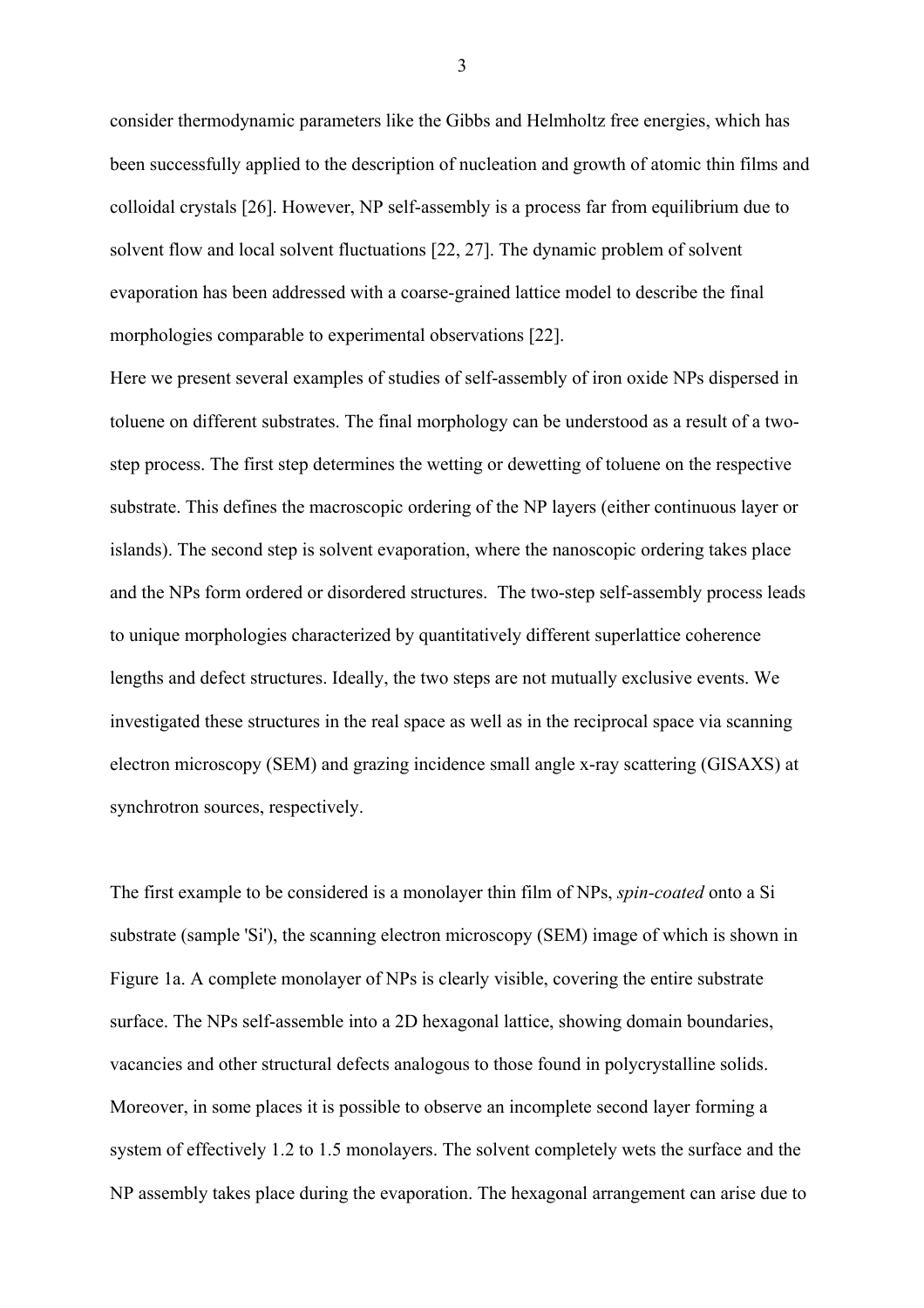consider thermodynamic parameters like the Gibbs and Helmholtz free energies, which has been successfully applied to the description of nucleation and growth of atomic thin films and colloidal crystals [26]. However, NP self-assembly is a process far from equilibrium due to solvent flow and local solvent fluctuations [22, 27]. The dynamic problem of solvent evaporation has been addressed with a coarse-grained lattice model to describe the final morphologies comparable to experimental observations [22].

Here we present several examples of studies of self-assembly of iron oxide NPs dispersed in toluene on different substrates. The final morphology can be understood as a result of a two-step process. The first step determines the wetting or dewetting of toluene on the respective substrate. This defines the macroscopic ordering of the NP layers (either continuous layer or islands). The second step is solvent evaporation, where the nanoscopic ordering takes place and the NPs form ordered or disordered structures. The two-step self-assembly process leads to unique morphologies characterized by quantitatively different superlattice coherence lengths and defect structures. Ideally, the two steps are not mutually exclusive events. We investigated these structures in the real space as well as in the reciprocal space via scanning electron microscopy (SEM) and grazing incidence small angle x-ray scattering (GISAXS) at synchrotron sources, respectively.

The first example to be considered is a monolayer thin film of NPs, *spin-coated* onto a Si substrate (sample 'Si'), the scanning electron microscopy (SEM) image of which is shown in Figure 1a. A complete monolayer of NPs is clearly visible, covering the entire substrate surface. The NPs self-assemble into a 2D hexagonal lattice, showing domain boundaries, vacancies and other structural defects analogous to those found in polycrystalline solids. Moreover, in some places it is possible to observe an incomplete second layer forming a system of effectively 1.2 to 1.5 monolayers. The solvent completely wets the surface and the NP assembly takes place during the evaporation. The hexagonal arrangement can arise due to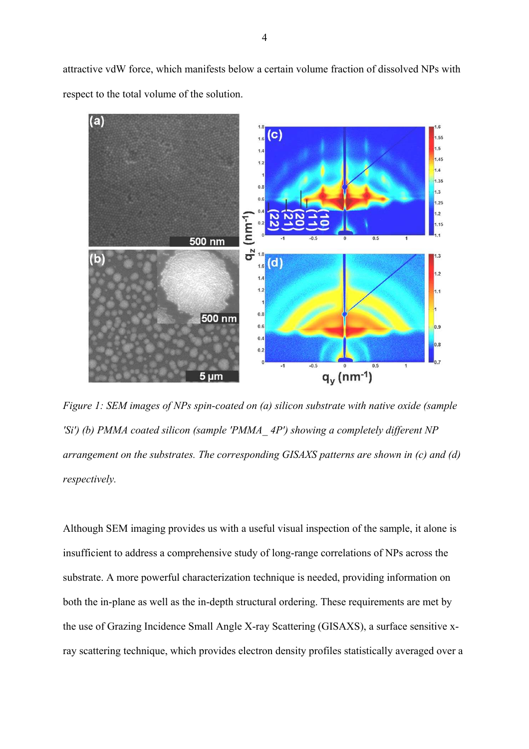attractive vdW force, which manifests below a certain volume fraction of dissolved NPs with respect to the total volume of the solution.

*Figure 1: SEM images of NPs spin-coated on (a) silicon substrate with native oxide (sample 'Si') (b) PMMA coated silicon (sample 'PMMA_ 4P') showing a completely different NP arrangement on the substrates. The corresponding GISAXS patterns are shown in (c) and (d) respectively.*

Although SEM imaging provides us with a useful visual inspection of the sample, it alone is insufficient to address a comprehensive study of long-range correlations of NPs across the substrate. A more powerful characterization technique is needed, providing information on both the in-plane as well as the in-depth structural ordering. These requirements are met by the use of Grazing Incidence Small Angle X-ray Scattering (GISAXS), a surface sensitive x-ray scattering technique, which provides electron density profiles statistically averaged over a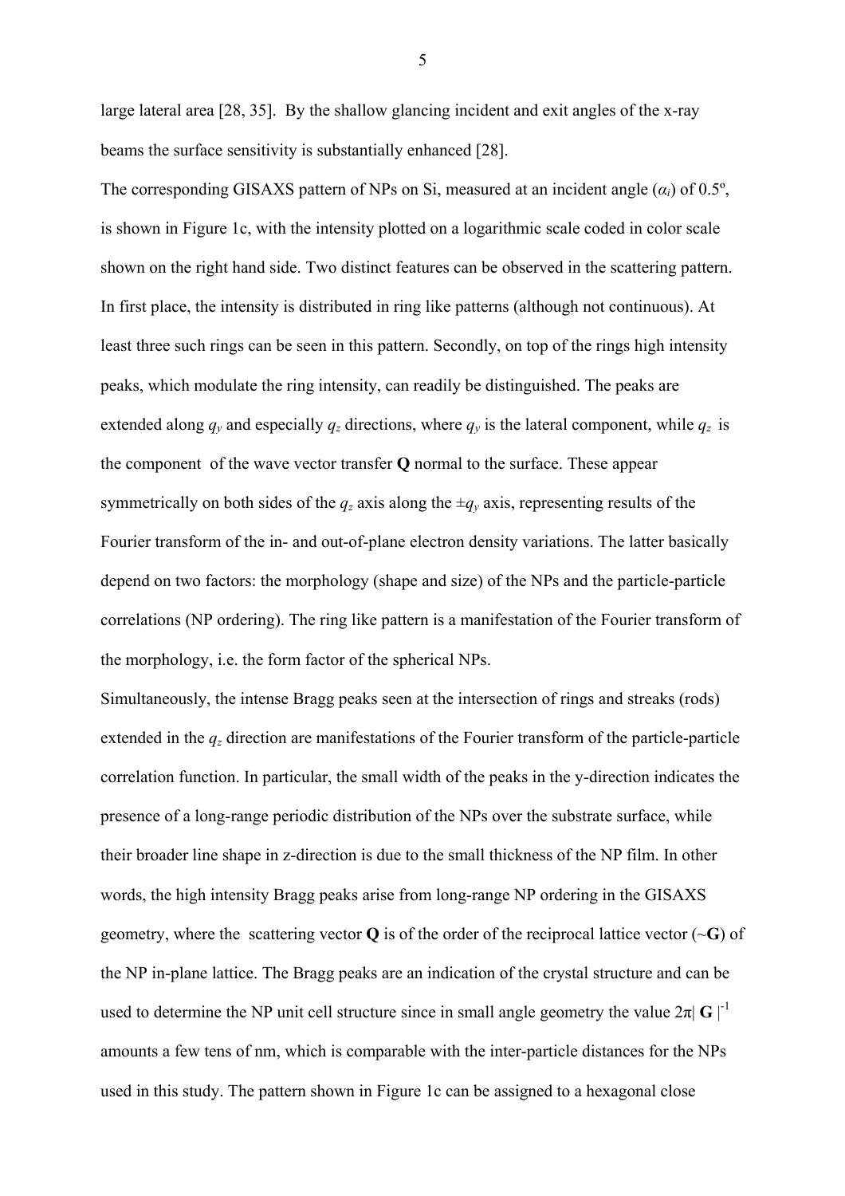large lateral area [28, 35]. By the shallow glancing incident and exit angles of the x-ray beams the surface sensitivity is substantially enhanced [28].

The corresponding GISAXS pattern of NPs on Si, measured at an incident angle ($\alpha_i$) of 0.5º, is shown in Figure 1c, with the intensity plotted on a logarithmic scale coded in color scale shown on the right hand side. Two distinct features can be observed in the scattering pattern. In first place, the intensity is distributed in ring like patterns (although not continuous). At least three such rings can be seen in this pattern. Secondly, on top of the rings high intensity peaks, which modulate the ring intensity, can readily be distinguished. The peaks are extended along $q_y$ and especially $q_z$ directions, where $q_y$ is the lateral component, while $q_z$ is the component of the wave vector transfer **Q** normal to the surface. These appear symmetrically on both sides of the $q_z$ axis along the $\pm q_y$ axis, representing results of the Fourier transform of the in- and out-of-plane electron density variations. The latter basically depend on two factors: the morphology (shape and size) of the NPs and the particle-particle correlations (NP ordering). The ring like pattern is a manifestation of the Fourier transform of the morphology, i.e. the form factor of the spherical NPs.

Simultaneously, the intense Bragg peaks seen at the intersection of rings and streaks (rods) extended in the $q_z$ direction are manifestations of the Fourier transform of the particle-particle correlation function. In particular, the small width of the peaks in the y-direction indicates the presence of a long-range periodic distribution of the NPs over the substrate surface, while their broader line shape in z-direction is due to the small thickness of the NP film. In other words, the high intensity Bragg peaks arise from long-range NP ordering in the GISAXS geometry, where the scattering vector **Q** is of the order of the reciprocal lattice vector ($\sim$**G**) of the NP in-plane lattice. The Bragg peaks are an indication of the crystal structure and can be used to determine the NP unit cell structure since in small angle geometry the value $2\pi|\mathbf{G}|^{-1}$ amounts a few tens of nm, which is comparable with the inter-particle distances for the NPs used in this study. The pattern shown in Figure 1c can be assigned to a hexagonal close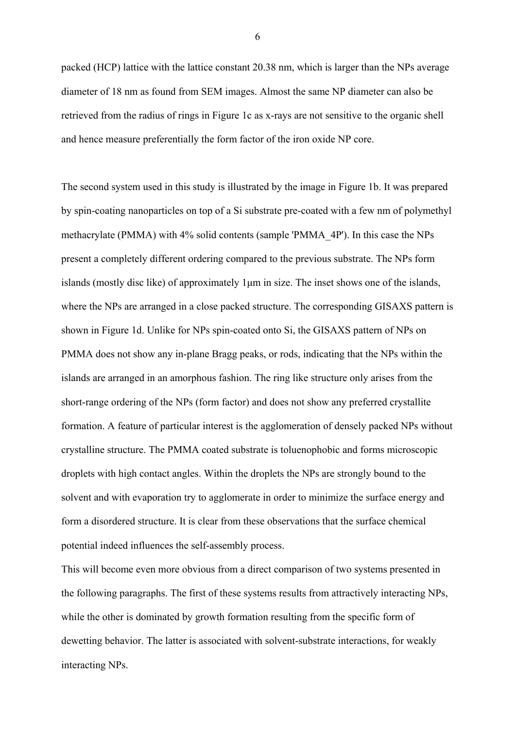packed (HCP) lattice with the lattice constant 20.38 nm, which is larger than the NPs average diameter of 18 nm as found from SEM images. Almost the same NP diameter can also be retrieved from the radius of rings in Figure 1c as x-rays are not sensitive to the organic shell and hence measure preferentially the form factor of the iron oxide NP core.

The second system used in this study is illustrated by the image in Figure 1b. It was prepared by spin-coating nanoparticles on top of a Si substrate pre-coated with a few nm of polymethyl methacrylate (PMMA) with 4% solid contents (sample 'PMMA_4P'). In this case the NPs present a completely different ordering compared to the previous substrate. The NPs form islands (mostly disc like) of approximately 1μm in size. The inset shows one of the islands, where the NPs are arranged in a close packed structure. The corresponding GISAXS pattern is shown in Figure 1d. Unlike for NPs spin-coated onto Si, the GISAXS pattern of NPs on PMMA does not show any in-plane Bragg peaks, or rods, indicating that the NPs within the islands are arranged in an amorphous fashion. The ring like structure only arises from the short-range ordering of the NPs (form factor) and does not show any preferred crystallite formation. A feature of particular interest is the agglomeration of densely packed NPs without crystalline structure. The PMMA coated substrate is toluenophobic and forms microscopic droplets with high contact angles. Within the droplets the NPs are strongly bound to the solvent and with evaporation try to agglomerate in order to minimize the surface energy and form a disordered structure. It is clear from these observations that the surface chemical potential indeed influences the self-assembly process.

This will become even more obvious from a direct comparison of two systems presented in the following paragraphs. The first of these systems results from attractively interacting NPs, while the other is dominated by growth formation resulting from the specific form of dewetting behavior. The latter is associated with solvent-substrate interactions, for weakly interacting NPs.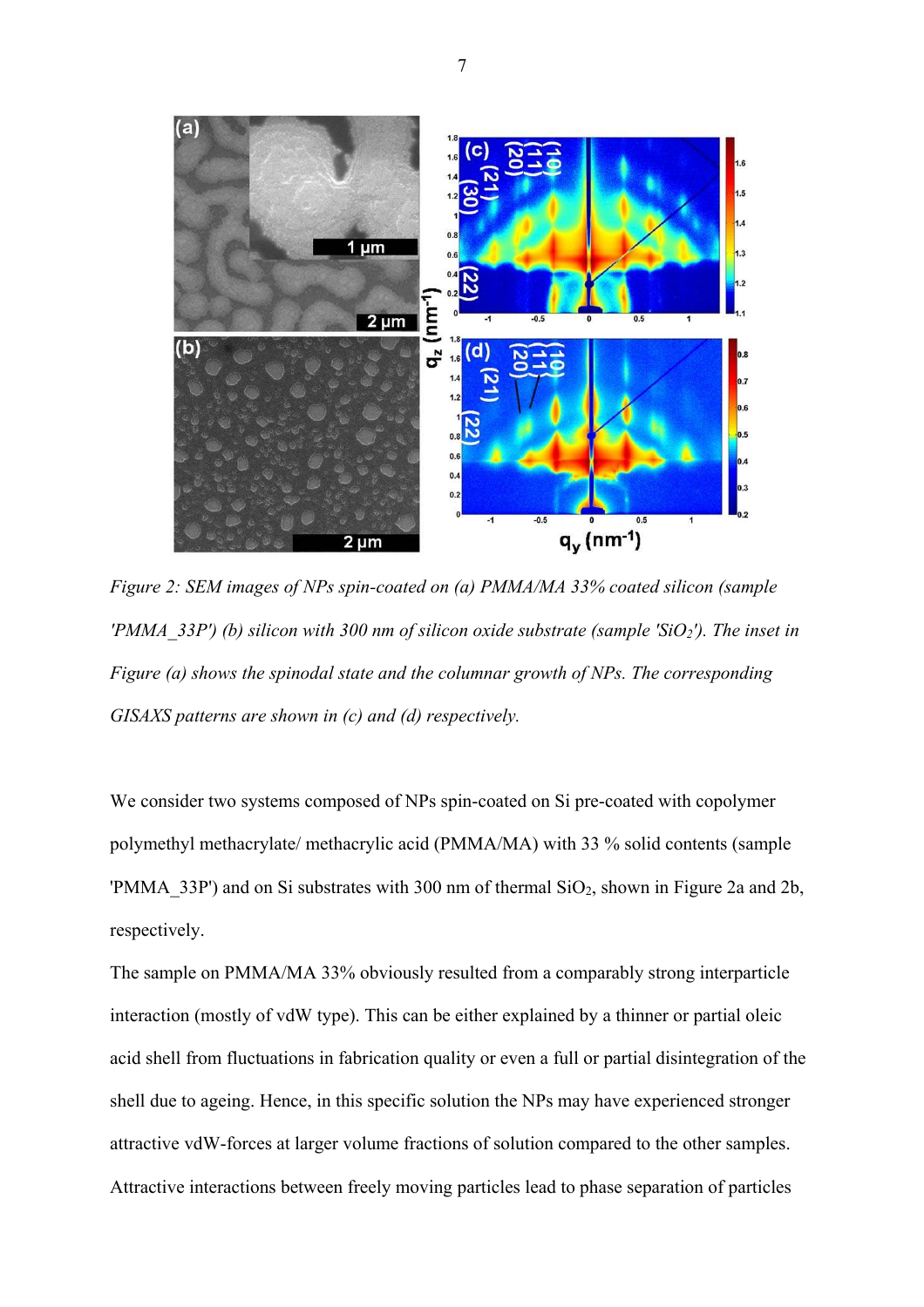*Figure 2: SEM images of NPs spin-coated on (a) PMMA/MA 33% coated silicon (sample 'PMMA_33P') (b) silicon with 300 nm of silicon oxide substrate (sample '$SiO_2$'). The inset in Figure (a) shows the spinodal state and the columnar growth of NPs. The corresponding GISAXS patterns are shown in (c) and (d) respectively.*

We consider two systems composed of NPs spin-coated on Si pre-coated with copolymer polymethyl methacrylate/ methacrylic acid (PMMA/MA) with 33 % solid contents (sample 'PMMA_33P') and on Si substrates with 300 nm of thermal $SiO_2$, shown in Figure 2a and 2b, respectively.

The sample on PMMA/MA 33% obviously resulted from a comparably strong interparticle interaction (mostly of vdW type). This can be either explained by a thinner or partial oleic acid shell from fluctuations in fabrication quality or even a full or partial disintegration of the shell due to ageing. Hence, in this specific solution the NPs may have experienced stronger attractive vdW-forces at larger volume fractions of solution compared to the other samples. Attractive interactions between freely moving particles lead to phase separation of particles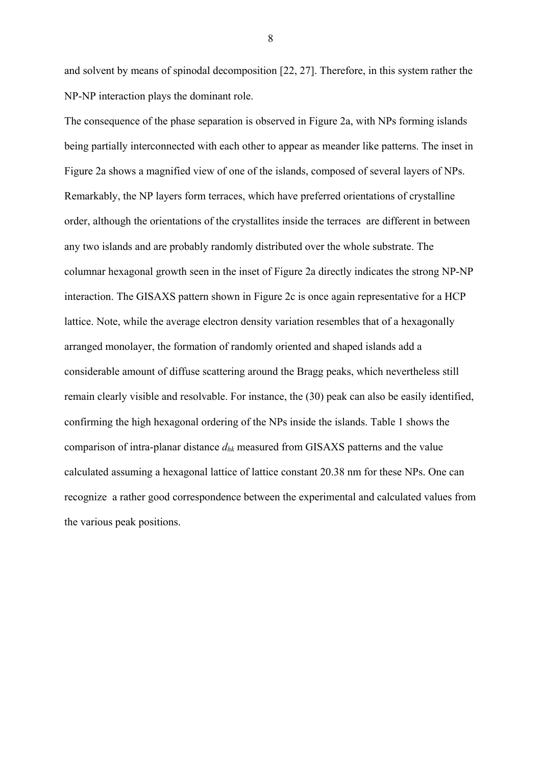and solvent by means of spinodal decomposition [22, 27]. Therefore, in this system rather the NP-NP interaction plays the dominant role.

The consequence of the phase separation is observed in Figure 2a, with NPs forming islands being partially interconnected with each other to appear as meander like patterns. The inset in Figure 2a shows a magnified view of one of the islands, composed of several layers of NPs. Remarkably, the NP layers form terraces, which have preferred orientations of crystalline order, although the orientations of the crystallites inside the terraces are different in between any two islands and are probably randomly distributed over the whole substrate. The columnar hexagonal growth seen in the inset of Figure 2a directly indicates the strong NP-NP interaction. The GISAXS pattern shown in Figure 2c is once again representative for a HCP lattice. Note, while the average electron density variation resembles that of a hexagonally arranged monolayer, the formation of randomly oriented and shaped islands add a considerable amount of diffuse scattering around the Bragg peaks, which nevertheless still remain clearly visible and resolvable. For instance, the (30) peak can also be easily identified, confirming the high hexagonal ordering of the NPs inside the islands. Table 1 shows the comparison of intra-planar distance $d_{hk}$ measured from GISAXS patterns and the value calculated assuming a hexagonal lattice of lattice constant 20.38 nm for these NPs. One can recognize a rather good correspondence between the experimental and calculated values from the various peak positions.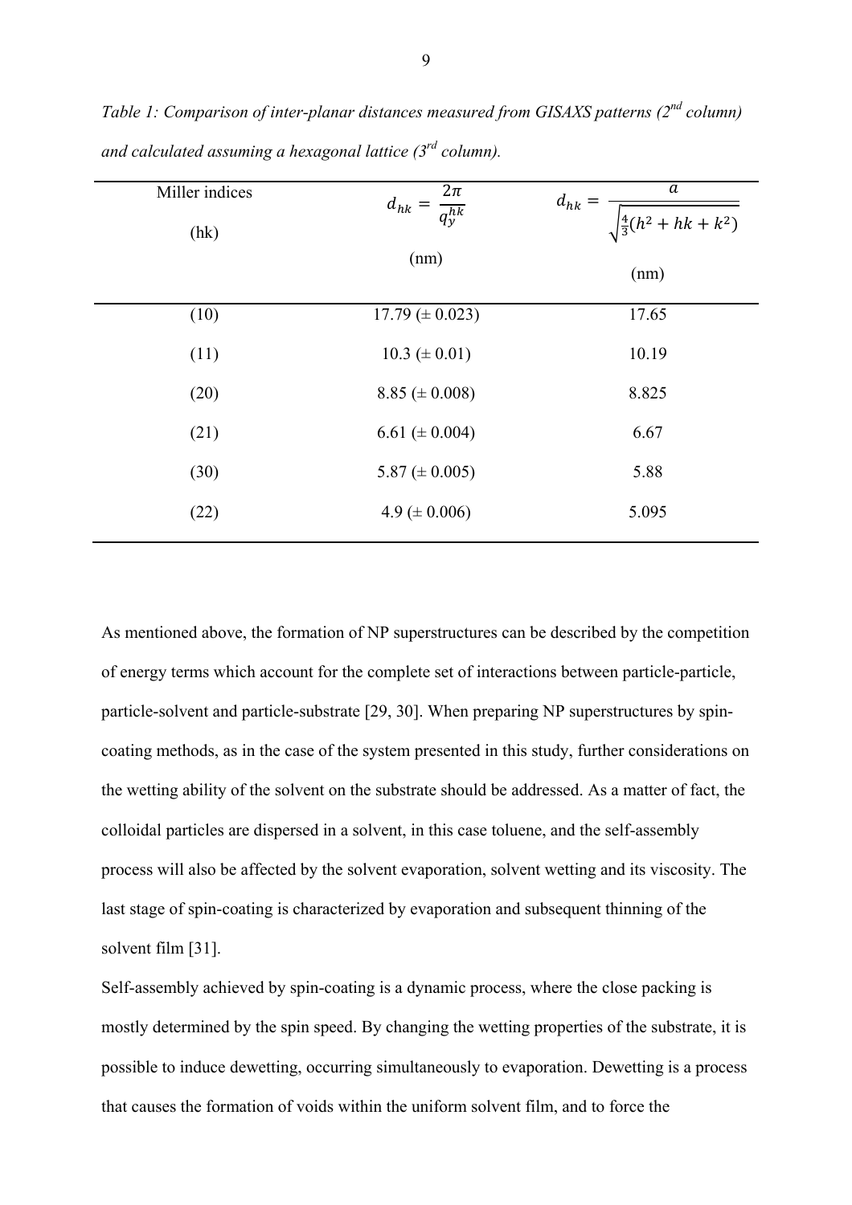*Table 1: Comparison of inter-planar distances measured from GISAXS patterns (2[nd] column) and calculated assuming a hexagonal lattice (3[rd] column).*

| Miller indices (hk) | $d_{hk} = \frac{2\pi}{q_y^{hk}}$ (nm) | $d_{hk} = \frac{a}{\sqrt{\frac{4}{3}(h^2 + hk + k^2)}}$ (nm) |
|---|---|---|
| (10) | 17.79 (± 0.023) | 17.65 |
| (11) | 10.3 (± 0.01) | 10.19 |
| (20) | 8.85 (± 0.008) | 8.825 |
| (21) | 6.61 (± 0.004) | 6.67 |
| (30) | 5.87 (± 0.005) | 5.88 |
| (22) | 4.9 (± 0.006) | 5.095 |

As mentioned above, the formation of NP superstructures can be described by the competition of energy terms which account for the complete set of interactions between particle-particle, particle-solvent and particle-substrate [29, 30]. When preparing NP superstructures by spin-coating methods, as in the case of the system presented in this study, further considerations on the wetting ability of the solvent on the substrate should be addressed. As a matter of fact, the colloidal particles are dispersed in a solvent, in this case toluene, and the self-assembly process will also be affected by the solvent evaporation, solvent wetting and its viscosity. The last stage of spin-coating is characterized by evaporation and subsequent thinning of the solvent film [31].

Self-assembly achieved by spin-coating is a dynamic process, where the close packing is mostly determined by the spin speed. By changing the wetting properties of the substrate, it is possible to induce dewetting, occurring simultaneously to evaporation. Dewetting is a process that causes the formation of voids within the uniform solvent film, and to force the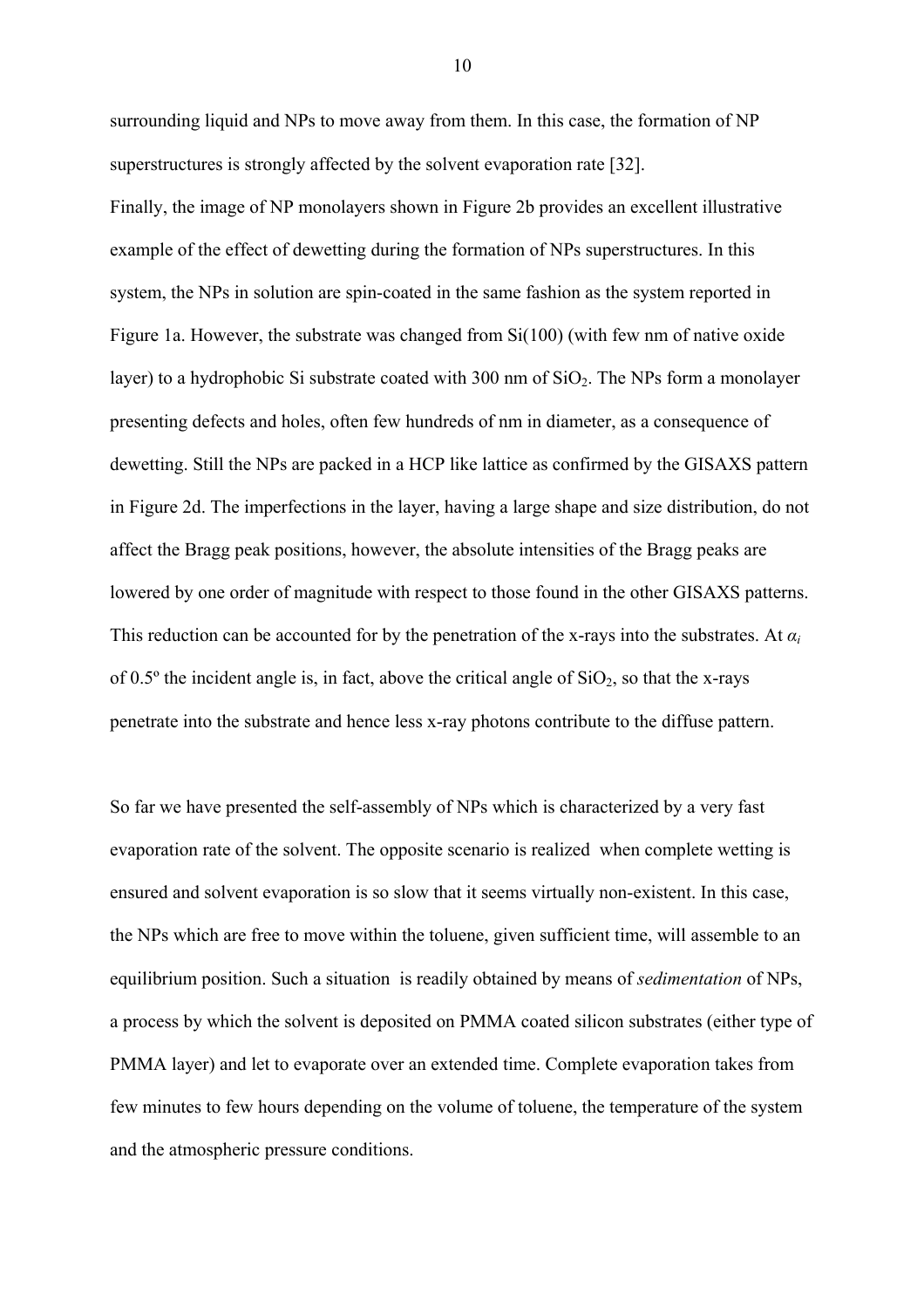surrounding liquid and NPs to move away from them. In this case, the formation of NP superstructures is strongly affected by the solvent evaporation rate [32].

Finally, the image of NP monolayers shown in Figure 2b provides an excellent illustrative example of the effect of dewetting during the formation of NPs superstructures. In this system, the NPs in solution are spin-coated in the same fashion as the system reported in Figure 1a. However, the substrate was changed from Si(100) (with few nm of native oxide layer) to a hydrophobic Si substrate coated with 300 nm of $SiO_2$. The NPs form a monolayer presenting defects and holes, often few hundreds of nm in diameter, as a consequence of dewetting. Still the NPs are packed in a HCP like lattice as confirmed by the GISAXS pattern in Figure 2d. The imperfections in the layer, having a large shape and size distribution, do not affect the Bragg peak positions, however, the absolute intensities of the Bragg peaks are lowered by one order of magnitude with respect to those found in the other GISAXS patterns. This reduction can be accounted for by the penetration of the x-rays into the substrates. At $\alpha_i$ of 0.5º the incident angle is, in fact, above the critical angle of $SiO_2$, so that the x-rays penetrate into the substrate and hence less x-ray photons contribute to the diffuse pattern.

So far we have presented the self-assembly of NPs which is characterized by a very fast evaporation rate of the solvent. The opposite scenario is realized when complete wetting is ensured and solvent evaporation is so slow that it seems virtually non-existent. In this case, the NPs which are free to move within the toluene, given sufficient time, will assemble to an equilibrium position. Such a situation is readily obtained by means of *sedimentation* of NPs, a process by which the solvent is deposited on PMMA coated silicon substrates (either type of PMMA layer) and let to evaporate over an extended time. Complete evaporation takes from few minutes to few hours depending on the volume of toluene, the temperature of the system and the atmospheric pressure conditions.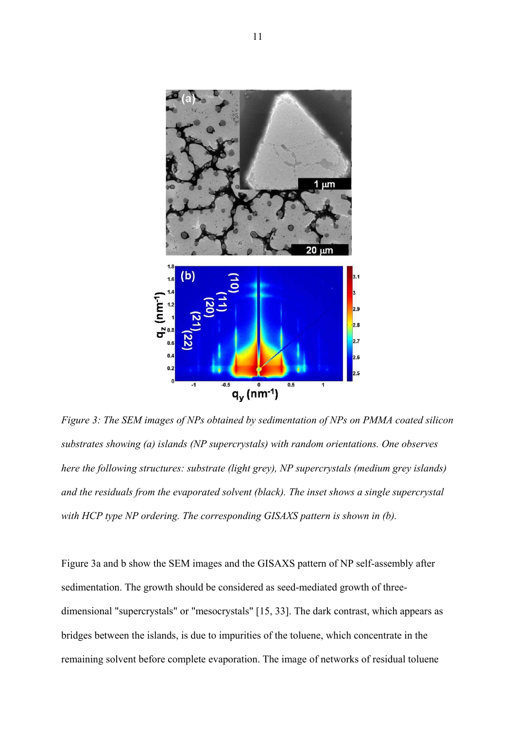*Figure 3: The SEM images of NPs obtained by sedimentation of NPs on PMMA coated silicon substrates showing (a) islands (NP supercrystals) with random orientations. One observes here the following structures: substrate (light grey), NP supercrystals (medium grey islands) and the residuals from the evaporated solvent (black). The inset shows a single supercrystal with HCP type NP ordering. The corresponding GISAXS pattern is shown in (b).*

Figure 3a and b show the SEM images and the GISAXS pattern of NP self-assembly after sedimentation. The growth should be considered as seed-mediated growth of three-dimensional "supercrystals" or "mesocrystals" [15, 33]. The dark contrast, which appears as bridges between the islands, is due to impurities of the toluene, which concentrate in the remaining solvent before complete evaporation. The image of networks of residual toluene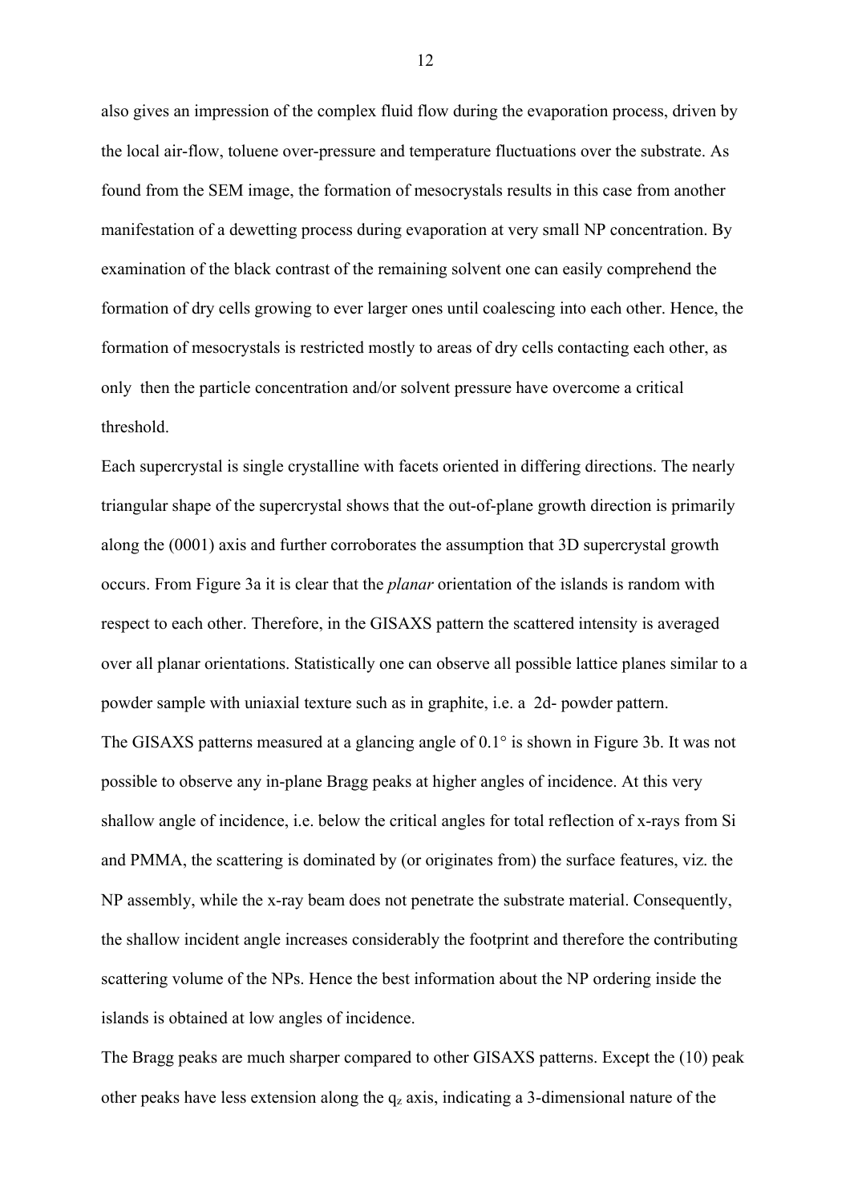also gives an impression of the complex fluid flow during the evaporation process, driven by the local air-flow, toluene over-pressure and temperature fluctuations over the substrate. As found from the SEM image, the formation of mesocrystals results in this case from another manifestation of a dewetting process during evaporation at very small NP concentration. By examination of the black contrast of the remaining solvent one can easily comprehend the formation of dry cells growing to ever larger ones until coalescing into each other. Hence, the formation of mesocrystals is restricted mostly to areas of dry cells contacting each other, as only then the particle concentration and/or solvent pressure have overcome a critical threshold.

Each supercrystal is single crystalline with facets oriented in differing directions. The nearly triangular shape of the supercrystal shows that the out-of-plane growth direction is primarily along the (0001) axis and further corroborates the assumption that 3D supercrystal growth occurs. From Figure 3a it is clear that the *planar* orientation of the islands is random with respect to each other. Therefore, in the GISAXS pattern the scattered intensity is averaged over all planar orientations. Statistically one can observe all possible lattice planes similar to a powder sample with uniaxial texture such as in graphite, i.e. a 2d- powder pattern.

The GISAXS patterns measured at a glancing angle of 0.1° is shown in Figure 3b. It was not possible to observe any in-plane Bragg peaks at higher angles of incidence. At this very shallow angle of incidence, i.e. below the critical angles for total reflection of x-rays from Si and PMMA, the scattering is dominated by (or originates from) the surface features, viz. the NP assembly, while the x-ray beam does not penetrate the substrate material. Consequently, the shallow incident angle increases considerably the footprint and therefore the contributing scattering volume of the NPs. Hence the best information about the NP ordering inside the islands is obtained at low angles of incidence.

The Bragg peaks are much sharper compared to other GISAXS patterns. Except the (10) peak other peaks have less extension along the $q_z$ axis, indicating a 3-dimensional nature of the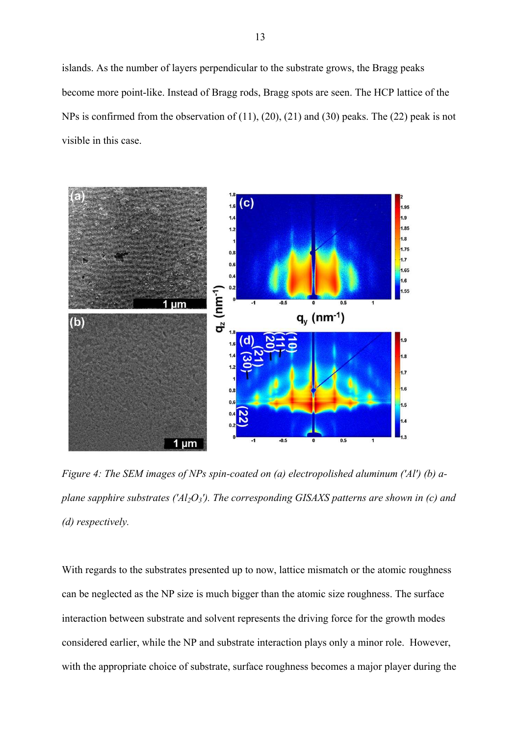islands. As the number of layers perpendicular to the substrate grows, the Bragg peaks become more point-like. Instead of Bragg rods, Bragg spots are seen. The HCP lattice of the NPs is confirmed from the observation of (11), (20), (21) and (30) peaks. The (22) peak is not visible in this case.

*Figure 4: The SEM images of NPs spin-coated on (a) electropolished aluminum ('Al') (b) a-plane sapphire substrates ('$Al_2O_3$'). The corresponding GISAXS patterns are shown in (c) and (d) respectively.*

With regards to the substrates presented up to now, lattice mismatch or the atomic roughness can be neglected as the NP size is much bigger than the atomic size roughness. The surface interaction between substrate and solvent represents the driving force for the growth modes considered earlier, while the NP and substrate interaction plays only a minor role. However, with the appropriate choice of substrate, surface roughness becomes a major player during the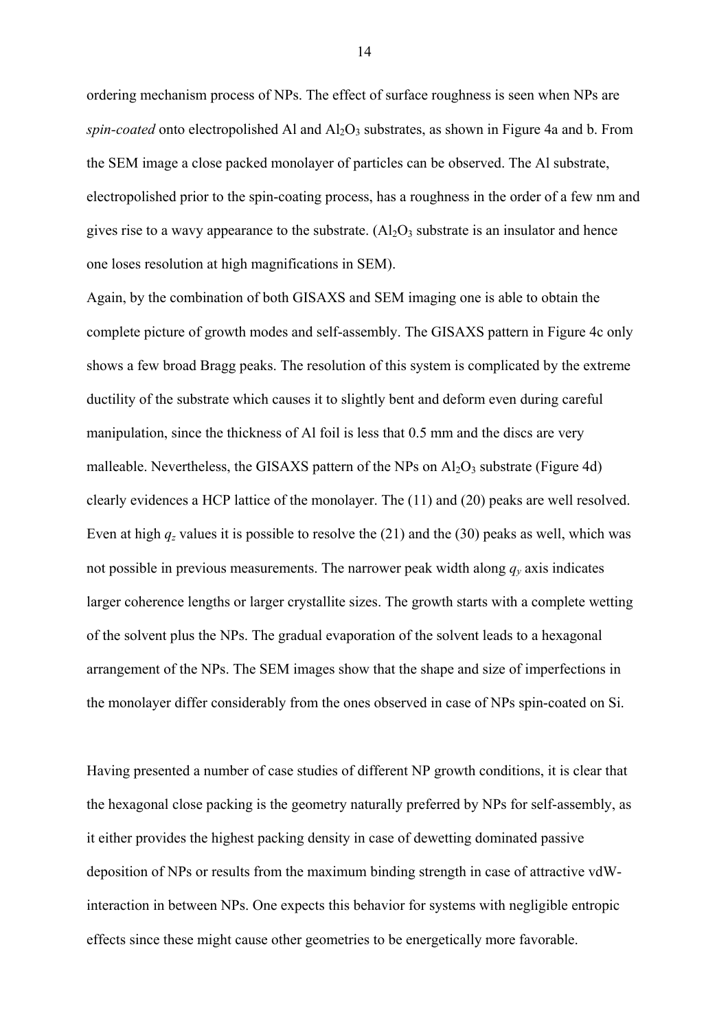ordering mechanism process of NPs. The effect of surface roughness is seen when NPs are *spin-coated* onto electropolished Al and $Al_2O_3$ substrates, as shown in Figure 4a and b. From the SEM image a close packed monolayer of particles can be observed. The Al substrate, electropolished prior to the spin-coating process, has a roughness in the order of a few nm and gives rise to a wavy appearance to the substrate. ($Al_2O_3$ substrate is an insulator and hence one loses resolution at high magnifications in SEM).

Again, by the combination of both GISAXS and SEM imaging one is able to obtain the complete picture of growth modes and self-assembly. The GISAXS pattern in Figure 4c only shows a few broad Bragg peaks. The resolution of this system is complicated by the extreme ductility of the substrate which causes it to slightly bent and deform even during careful manipulation, since the thickness of Al foil is less that 0.5 mm and the discs are very malleable. Nevertheless, the GISAXS pattern of the NPs on $Al_2O_3$ substrate (Figure 4d) clearly evidences a HCP lattice of the monolayer. The (11) and (20) peaks are well resolved. Even at high $q_z$ values it is possible to resolve the (21) and the (30) peaks as well, which was not possible in previous measurements. The narrower peak width along $q_y$ axis indicates larger coherence lengths or larger crystallite sizes. The growth starts with a complete wetting of the solvent plus the NPs. The gradual evaporation of the solvent leads to a hexagonal arrangement of the NPs. The SEM images show that the shape and size of imperfections in the monolayer differ considerably from the ones observed in case of NPs spin-coated on Si.

Having presented a number of case studies of different NP growth conditions, it is clear that the hexagonal close packing is the geometry naturally preferred by NPs for self-assembly, as it either provides the highest packing density in case of dewetting dominated passive deposition of NPs or results from the maximum binding strength in case of attractive vdW-interaction in between NPs. One expects this behavior for systems with negligible entropic effects since these might cause other geometries to be energetically more favorable.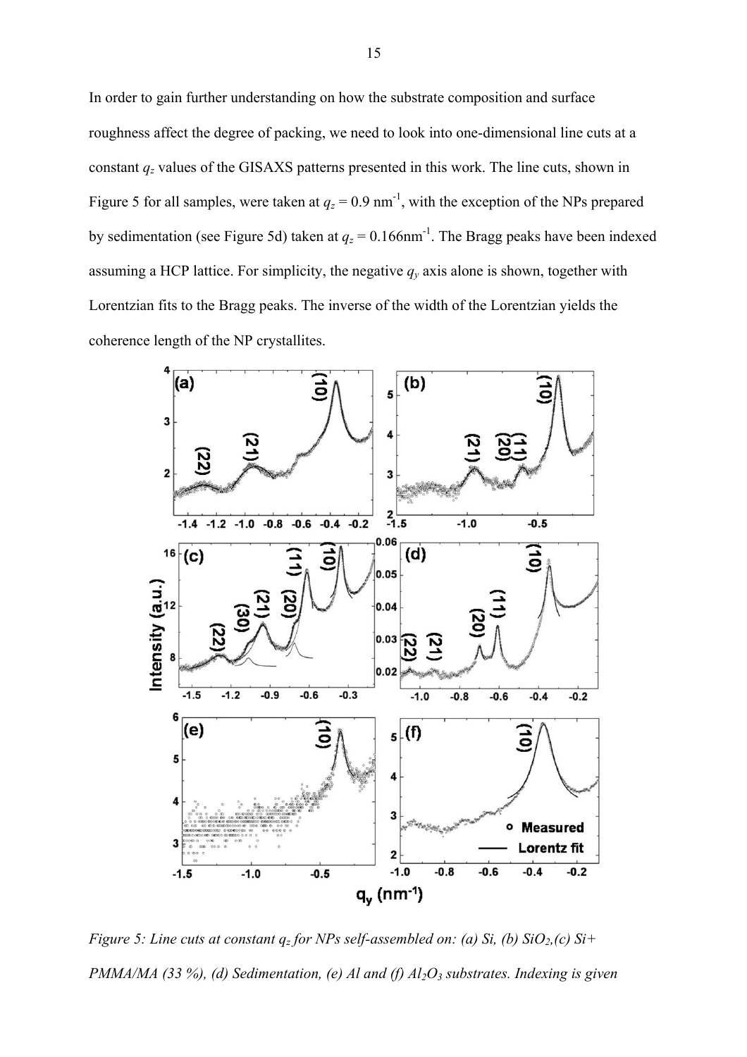In order to gain further understanding on how the substrate composition and surface roughness affect the degree of packing, we need to look into one-dimensional line cuts at a constant $q_z$ values of the GISAXS patterns presented in this work. The line cuts, shown in Figure 5 for all samples, were taken at $q_z = 0.9$ nm$^{-1}$, with the exception of the NPs prepared by sedimentation (see Figure 5d) taken at $q_z = 0.166$nm$^{-1}$. The Bragg peaks have been indexed assuming a HCP lattice. For simplicity, the negative $q_y$ axis alone is shown, together with Lorentzian fits to the Bragg peaks. The inverse of the width of the Lorentzian yields the coherence length of the NP crystallites.

*Figure 5: Line cuts at constant $q_z$ for NPs self-assembled on: (a) Si, (b) $SiO_2$,(c) Si+ PMMA/MA (33 %), (d) Sedimentation, (e) Al and (f) $Al_2O_3$ substrates. Indexing is given*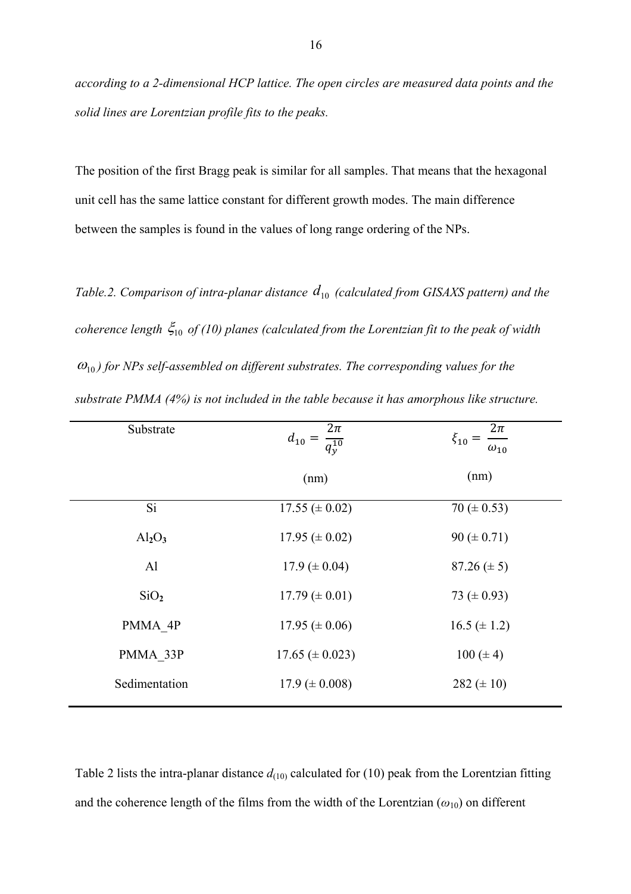*according to a 2-dimensional HCP lattice. The open circles are measured data points and the solid lines are Lorentzian profile fits to the peaks.*

The position of the first Bragg peak is similar for all samples. That means that the hexagonal unit cell has the same lattice constant for different growth modes. The main difference between the samples is found in the values of long range ordering of the NPs.

*Table.2. Comparison of intra-planar distance $d_{10}$ (calculated from GISAXS pattern) and the coherence length $\xi_{10}$ of (10) planes (calculated from the Lorentzian fit to the peak of width $\omega_{10}$) for NPs self-assembled on different substrates. The corresponding values for the substrate PMMA (4%) is not included in the table because it has amorphous like structure.*

| Substrate | $d_{10} = \frac{2\pi}{q_y^{10}}$ (nm) | $\xi_{10} = \frac{2\pi}{\omega_{10}}$ (nm) |
|---|---|---|
| Si | 17.55 (± 0.02) | 70 (± 0.53) |
| $Al_2O_3$ | 17.95 (± 0.02) | 90 (± 0.71) |
| Al | 17.9 (± 0.04) | 87.26 (± 5) |
| $SiO_2$ | 17.79 (± 0.01) | 73 (± 0.93) |
| PMMA_4P | 17.95 (± 0.06) | 16.5 (± 1.2) |
| PMMA_33P | 17.65 (± 0.023) | 100 (± 4) |
| Sedimentation | 17.9 (± 0.008) | 282 (± 10) |

Table 2 lists the intra-planar distance $d_{(10)}$ calculated for (10) peak from the Lorentzian fitting and the coherence length of the films from the width of the Lorentzian ($\omega_{10}$) on different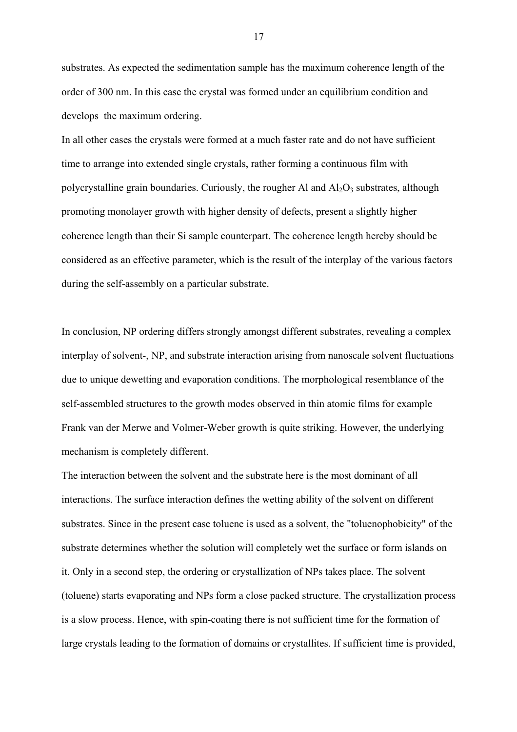substrates. As expected the sedimentation sample has the maximum coherence length of the order of 300 nm. In this case the crystal was formed under an equilibrium condition and develops the maximum ordering.

In all other cases the crystals were formed at a much faster rate and do not have sufficient time to arrange into extended single crystals, rather forming a continuous film with polycrystalline grain boundaries. Curiously, the rougher Al and $Al_2O_3$ substrates, although promoting monolayer growth with higher density of defects, present a slightly higher coherence length than their Si sample counterpart. The coherence length hereby should be considered as an effective parameter, which is the result of the interplay of the various factors during the self-assembly on a particular substrate.

In conclusion, NP ordering differs strongly amongst different substrates, revealing a complex interplay of solvent-, NP, and substrate interaction arising from nanoscale solvent fluctuations due to unique dewetting and evaporation conditions. The morphological resemblance of the self-assembled structures to the growth modes observed in thin atomic films for example Frank van der Merwe and Volmer-Weber growth is quite striking. However, the underlying mechanism is completely different.

The interaction between the solvent and the substrate here is the most dominant of all interactions. The surface interaction defines the wetting ability of the solvent on different substrates. Since in the present case toluene is used as a solvent, the "toluenophobicity" of the substrate determines whether the solution will completely wet the surface or form islands on it. Only in a second step, the ordering or crystallization of NPs takes place. The solvent (toluene) starts evaporating and NPs form a close packed structure. The crystallization process is a slow process. Hence, with spin-coating there is not sufficient time for the formation of large crystals leading to the formation of domains or crystallites. If sufficient time is provided,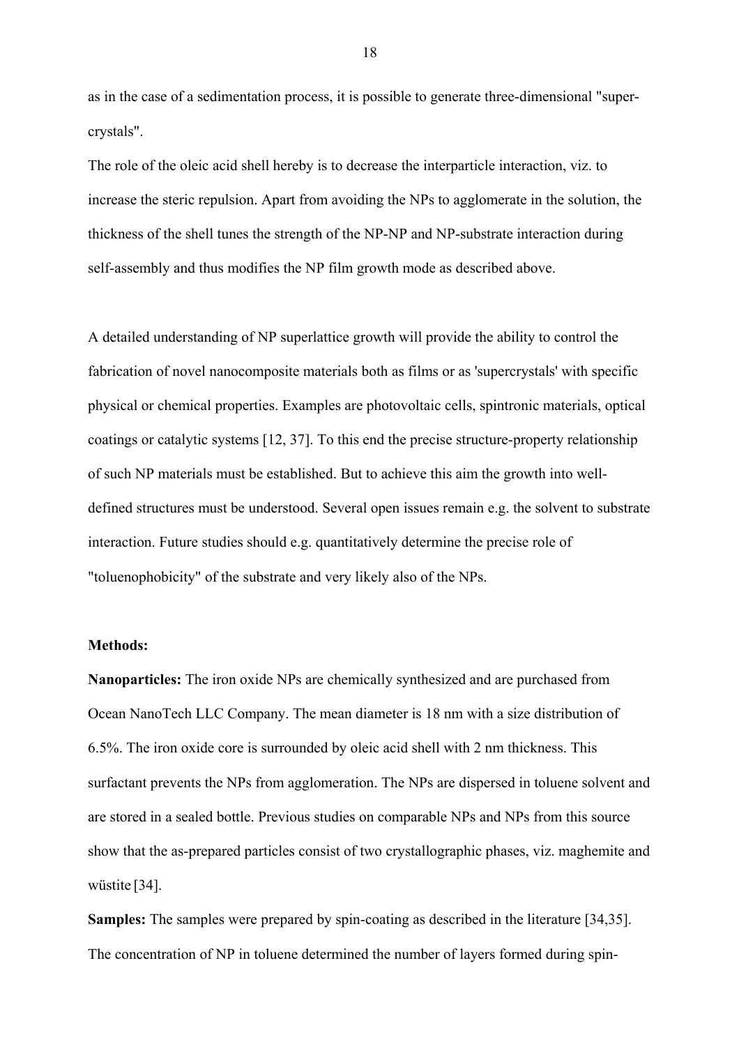as in the case of a sedimentation process, it is possible to generate three-dimensional "super-crystals".

The role of the oleic acid shell hereby is to decrease the interparticle interaction, viz. to increase the steric repulsion. Apart from avoiding the NPs to agglomerate in the solution, the thickness of the shell tunes the strength of the NP-NP and NP-substrate interaction during self-assembly and thus modifies the NP film growth mode as described above.

A detailed understanding of NP superlattice growth will provide the ability to control the fabrication of novel nanocomposite materials both as films or as 'supercrystals' with specific physical or chemical properties. Examples are photovoltaic cells, spintronic materials, optical coatings or catalytic systems [12, 37]. To this end the precise structure-property relationship of such NP materials must be established. But to achieve this aim the growth into well-defined structures must be understood. Several open issues remain e.g. the solvent to substrate interaction. Future studies should e.g. quantitatively determine the precise role of "toluenophobicity" of the substrate and very likely also of the NPs.

**Methods:**

**Nanoparticles:** The iron oxide NPs are chemically synthesized and are purchased from Ocean NanoTech LLC Company. The mean diameter is 18 nm with a size distribution of 6.5%. The iron oxide core is surrounded by oleic acid shell with 2 nm thickness. This surfactant prevents the NPs from agglomeration. The NPs are dispersed in toluene solvent and are stored in a sealed bottle. Previous studies on comparable NPs and NPs from this source show that the as-prepared particles consist of two crystallographic phases, viz. maghemite and wüstite [34].

**Samples:** The samples were prepared by spin-coating as described in the literature [34,35]. The concentration of NP in toluene determined the number of layers formed during spin-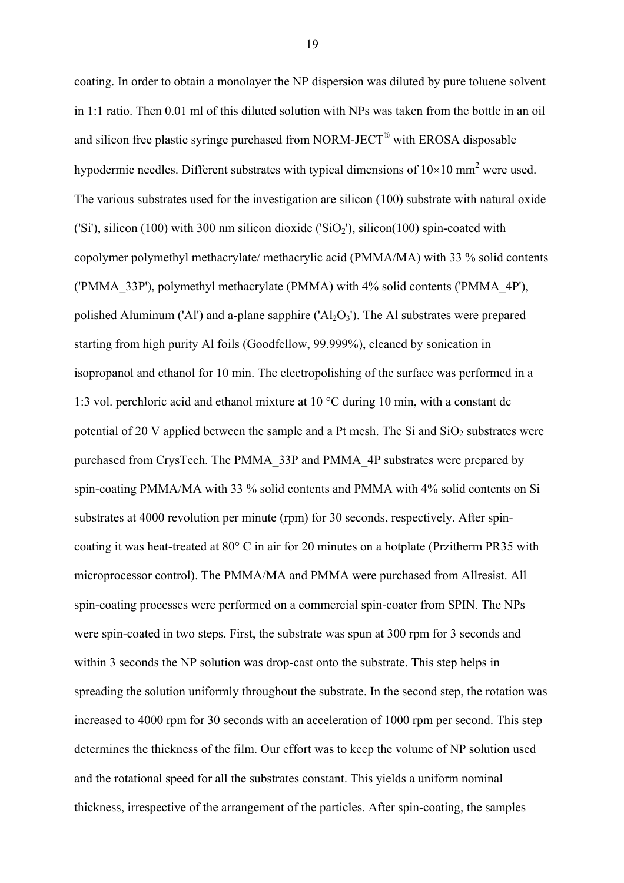coating. In order to obtain a monolayer the NP dispersion was diluted by pure toluene solvent in 1:1 ratio. Then 0.01 ml of this diluted solution with NPs was taken from the bottle in an oil and silicon free plastic syringe purchased from NORM-JECT® with EROSA disposable hypodermic needles. Different substrates with typical dimensions of $10 \times 10$ mm$^2$ were used. The various substrates used for the investigation are silicon (100) substrate with natural oxide ('Si'), silicon (100) with 300 nm silicon dioxide ('$SiO_2$'), silicon(100) spin-coated with copolymer polymethyl methacrylate/ methacrylic acid (PMMA/MA) with 33 % solid contents ('PMMA_33P'), polymethyl methacrylate (PMMA) with 4% solid contents ('PMMA_4P'), polished Aluminum ('Al') and a-plane sapphire ('$Al_2O_3$'). The Al substrates were prepared starting from high purity Al foils (Goodfellow, 99.999%), cleaned by sonication in isopropanol and ethanol for 10 min. The electropolishing of the surface was performed in a 1:3 vol. perchloric acid and ethanol mixture at 10 °C during 10 min, with a constant dc potential of 20 V applied between the sample and a Pt mesh. The Si and $SiO_2$ substrates were purchased from CrysTech. The PMMA_33P and PMMA_4P substrates were prepared by spin-coating PMMA/MA with 33 % solid contents and PMMA with 4% solid contents on Si substrates at 4000 revolution per minute (rpm) for 30 seconds, respectively. After spin-coating it was heat-treated at 80° C in air for 20 minutes on a hotplate (Przitherm PR35 with microprocessor control). The PMMA/MA and PMMA were purchased from Allresist. All spin-coating processes were performed on a commercial spin-coater from SPIN. The NPs were spin-coated in two steps. First, the substrate was spun at 300 rpm for 3 seconds and within 3 seconds the NP solution was drop-cast onto the substrate. This step helps in spreading the solution uniformly throughout the substrate. In the second step, the rotation was increased to 4000 rpm for 30 seconds with an acceleration of 1000 rpm per second. This step determines the thickness of the film. Our effort was to keep the volume of NP solution used and the rotational speed for all the substrates constant. This yields a uniform nominal thickness, irrespective of the arrangement of the particles. After spin-coating, the samples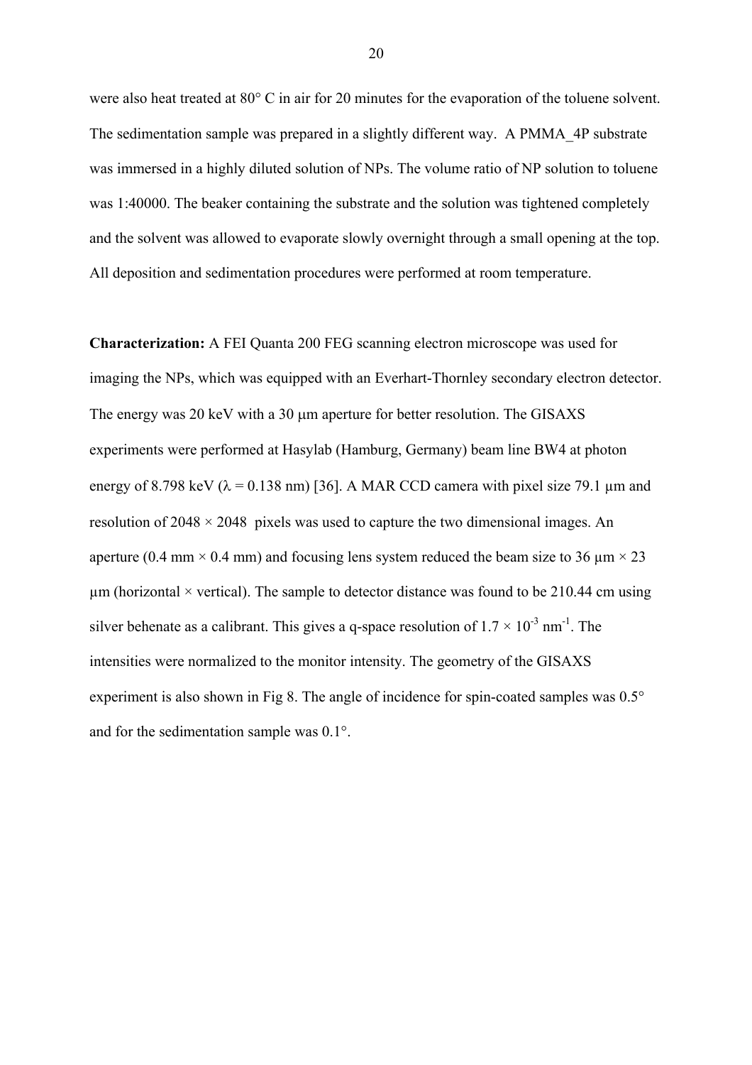were also heat treated at 80° C in air for 20 minutes for the evaporation of the toluene solvent. The sedimentation sample was prepared in a slightly different way. A PMMA_4P substrate was immersed in a highly diluted solution of NPs. The volume ratio of NP solution to toluene was 1:40000. The beaker containing the substrate and the solution was tightened completely and the solvent was allowed to evaporate slowly overnight through a small opening at the top. All deposition and sedimentation procedures were performed at room temperature.

**Characterization:** A FEI Quanta 200 FEG scanning electron microscope was used for imaging the NPs, which was equipped with an Everhart-Thornley secondary electron detector. The energy was 20 keV with a 30 μm aperture for better resolution. The GISAXS experiments were performed at Hasylab (Hamburg, Germany) beam line BW4 at photon energy of 8.798 keV ($\lambda = 0.138$ nm) [36]. A MAR CCD camera with pixel size 79.1 μm and resolution of 2048 × 2048 pixels was used to capture the two dimensional images. An aperture (0.4 mm × 0.4 mm) and focusing lens system reduced the beam size to 36 μm × 23 μm (horizontal × vertical). The sample to detector distance was found to be 210.44 cm using silver behenate as a calibrant. This gives a q-space resolution of $1.7 \times 10^{-3}$ $nm^{-1}$. The intensities were normalized to the monitor intensity. The geometry of the GISAXS experiment is also shown in Fig 8. The angle of incidence for spin-coated samples was 0.5° and for the sedimentation sample was 0.1°.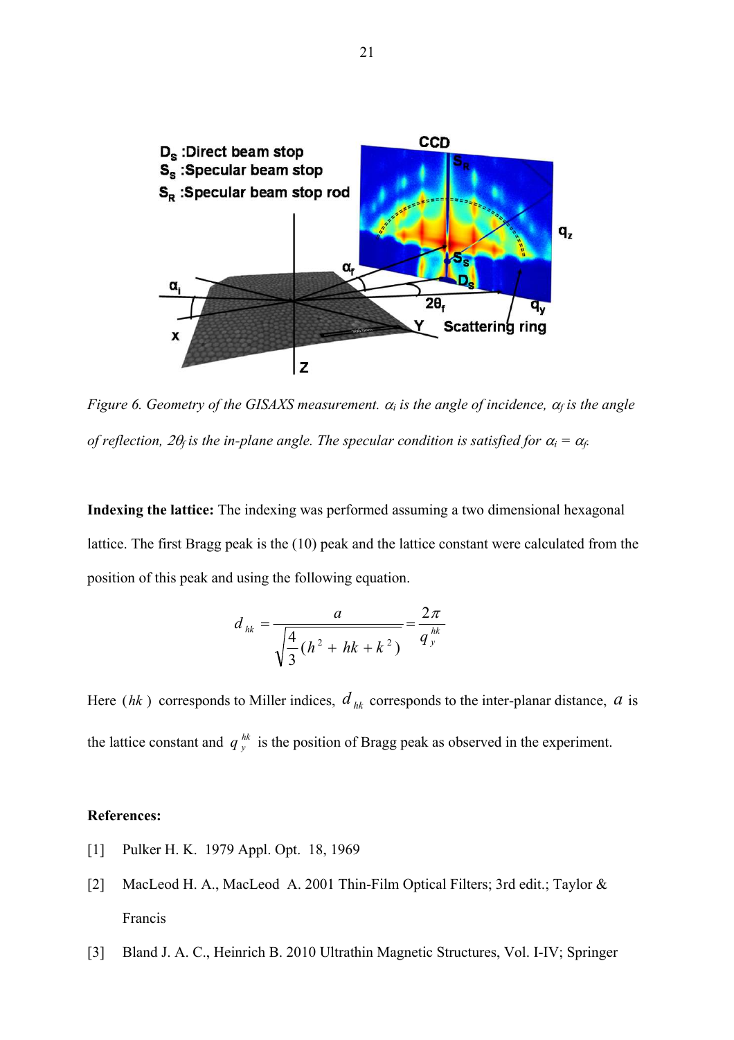*Figure 6. Geometry of the GISAXS measurement. $\alpha_i$ is the angle of incidence, $\alpha_f$ is the angle of reflection, $2\theta_f$ is the in-plane angle. The specular condition is satisfied for $\alpha_i = \alpha_f$.*

**Indexing the lattice:** The indexing was performed assuming a two dimensional hexagonal lattice. The first Bragg peak is the (10) peak and the lattice constant were calculated from the position of this peak and using the following equation.

$$d_{hk} = \frac{a}{\sqrt{\frac{4}{3}(h^2 + hk + k^2)}} = \frac{2\pi}{q_y^{hk}}$$

Here $(hk)$ corresponds to Miller indices, $d_{hk}$ corresponds to the inter-planar distance, $a$ is the lattice constant and $q_y^{hk}$ is the position of Bragg peak as observed in the experiment.

**References:**

[1] Pulker H. K. 1979 Appl. Opt. 18, 1969

[2] MacLeod H. A., MacLeod A. 2001 Thin-Film Optical Filters; 3rd edit.; Taylor & Francis

[3] Bland J. A. C., Heinrich B. 2010 Ultrathin Magnetic Structures, Vol. I-IV; Springer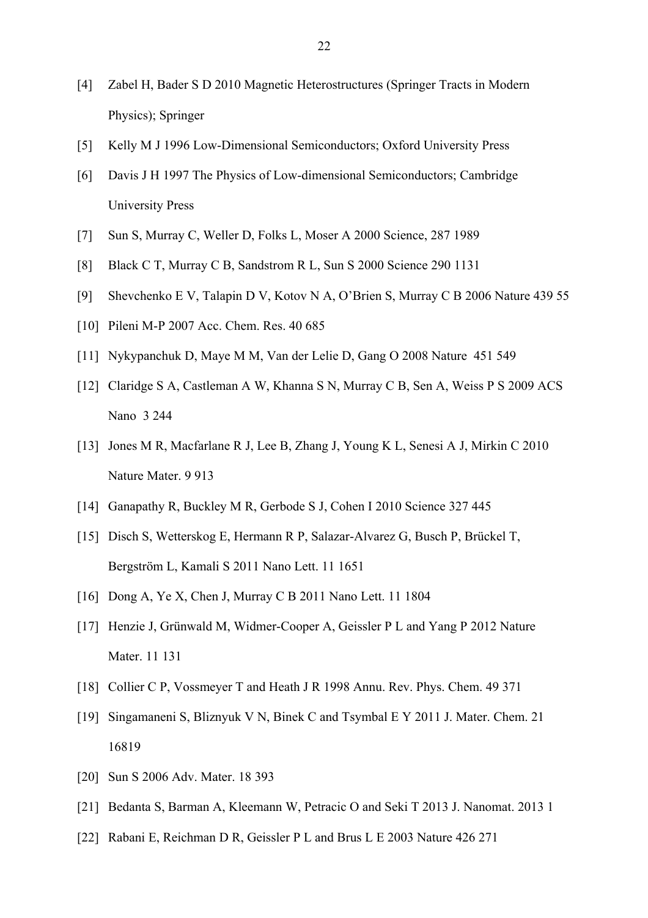[4] Zabel H, Bader S D 2010 Magnetic Heterostructures (Springer Tracts in Modern Physics); Springer

[5] Kelly M J 1996 Low-Dimensional Semiconductors; Oxford University Press

[6] Davis J H 1997 The Physics of Low-dimensional Semiconductors; Cambridge University Press

[7] Sun S, Murray C, Weller D, Folks L, Moser A 2000 Science, 287 1989

[8] Black C T, Murray C B, Sandstrom R L, Sun S 2000 Science 290 1131

[9] Shevchenko E V, Talapin D V, Kotov N A, O'Brien S, Murray C B 2006 Nature 439 55

[10] Pileni M-P 2007 Acc. Chem. Res. 40 685

[11] Nykypanchuk D, Maye M M, Van der Lelie D, Gang O 2008 Nature 451 549

[12] Claridge S A, Castleman A W, Khanna S N, Murray C B, Sen A, Weiss P S 2009 ACS Nano 3 244

[13] Jones M R, Macfarlane R J, Lee B, Zhang J, Young K L, Senesi A J, Mirkin C 2010 Nature Mater. 9 913

[14] Ganapathy R, Buckley M R, Gerbode S J, Cohen I 2010 Science 327 445

[15] Disch S, Wetterskog E, Hermann R P, Salazar-Alvarez G, Busch P, Brückel T, Bergström L, Kamali S 2011 Nano Lett. 11 1651

[16] Dong A, Ye X, Chen J, Murray C B 2011 Nano Lett. 11 1804

[17] Henzie J, Grünwald M, Widmer-Cooper A, Geissler P L and Yang P 2012 Nature Mater. 11 131

[18] Collier C P, Vossmeyer T and Heath J R 1998 Annu. Rev. Phys. Chem. 49 371

[19] Singamaneni S, Bliznyuk V N, Binek C and Tsymbal E Y 2011 J. Mater. Chem. 21 16819

[20] Sun S 2006 Adv. Mater. 18 393

[21] Bedanta S, Barman A, Kleemann W, Petracic O and Seki T 2013 J. Nanomat. 2013 1

[22] Rabani E, Reichman D R, Geissler P L and Brus L E 2003 Nature 426 271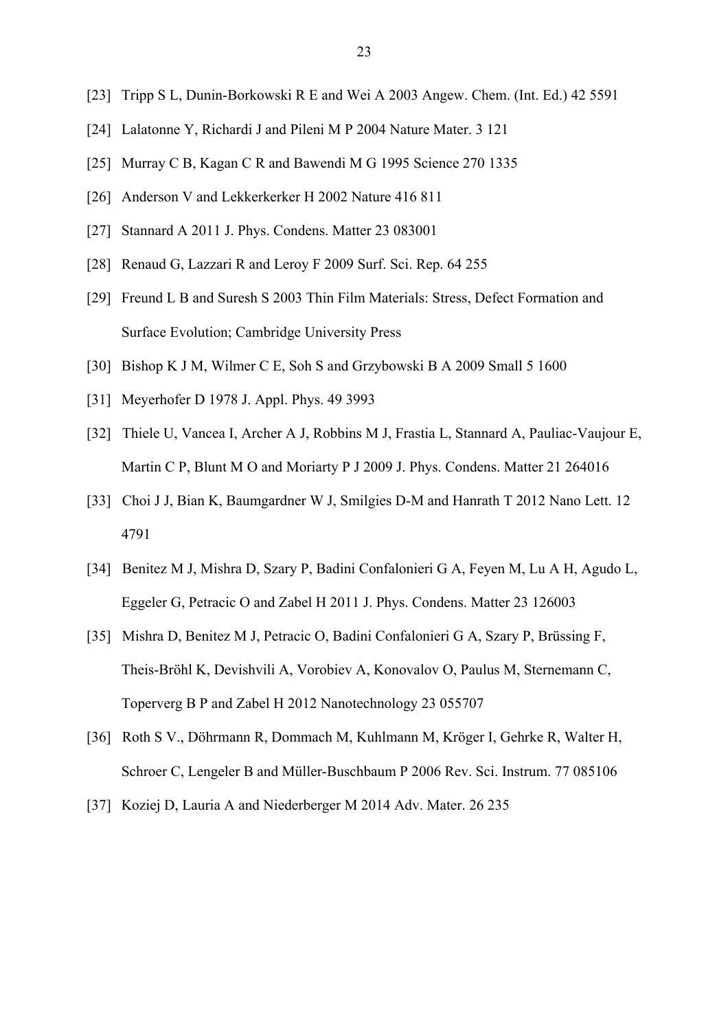[23] Tripp S L, Dunin-Borkowski R E and Wei A 2003 Angew. Chem. (Int. Ed.) 42 5591

[24] Lalatonne Y, Richardi J and Pileni M P 2004 Nature Mater. 3 121

[25] Murray C B, Kagan C R and Bawendi M G 1995 Science 270 1335

[26] Anderson V and Lekkerkerker H 2002 Nature 416 811

[27] Stannard A 2011 J. Phys. Condens. Matter 23 083001

[28] Renaud G, Lazzari R and Leroy F 2009 Surf. Sci. Rep. 64 255

[29] Freund L B and Suresh S 2003 Thin Film Materials: Stress, Defect Formation and Surface Evolution; Cambridge University Press

[30] Bishop K J M, Wilmer C E, Soh S and Grzybowski B A 2009 Small 5 1600

[31] Meyerhofer D 1978 J. Appl. Phys. 49 3993

[32] Thiele U, Vancea I, Archer A J, Robbins M J, Frastia L, Stannard A, Pauliac-Vaujour E, Martin C P, Blunt M O and Moriarty P J 2009 J. Phys. Condens. Matter 21 264016

[33] Choi J J, Bian K, Baumgardner W J, Smilgies D-M and Hanrath T 2012 Nano Lett. 12 4791

[34] Benitez M J, Mishra D, Szary P, Badini Confalonieri G A, Feyen M, Lu A H, Agudo L, Eggeler G, Petracic O and Zabel H 2011 J. Phys. Condens. Matter 23 126003

[35] Mishra D, Benitez M J, Petracic O, Badini Confalonieri G A, Szary P, Brüssing F, Theis-Bröhl K, Devishvili A, Vorobiev A, Konovalov O, Paulus M, Sternemann C, Toperverg B P and Zabel H 2012 Nanotechnology 23 055707

[36] Roth S V., Döhrmann R, Dommach M, Kuhlmann M, Kröger I, Gehrke R, Walter H, Schroer C, Lengeler B and Müller-Buschbaum P 2006 Rev. Sci. Instrum. 77 085106

[37] Koziej D, Lauria A and Niederberger M 2014 Adv. Mater. 26 235